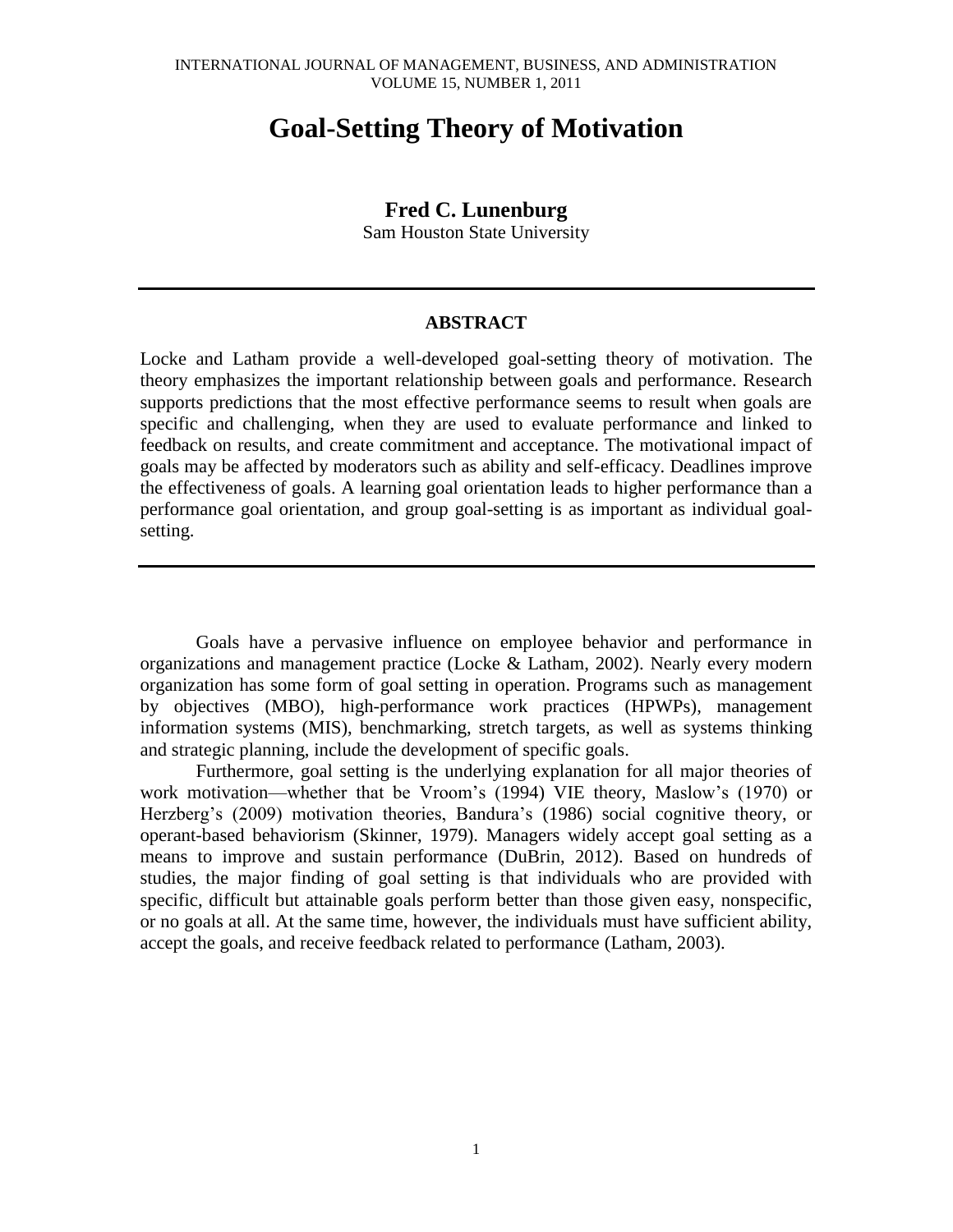# Goal-Setting Theory of Motivation

**Fred C. Lunenburg**
Sam Houston State University

---

## ABSTRACT

Locke and Latham provide a well-developed goal-setting theory of motivation. The theory emphasizes the important relationship between goals and performance. Research supports predictions that the most effective performance seems to result when goals are specific and challenging, when they are used to evaluate performance and linked to feedback on results, and create commitment and acceptance. The motivational impact of goals may be affected by moderators such as ability and self-efficacy. Deadlines improve the effectiveness of goals. A learning goal orientation leads to higher performance than a performance goal orientation, and group goal-setting is as important as individual goal-setting.

---

Goals have a pervasive influence on employee behavior and performance in organizations and management practice (Locke & Latham, 2002). Nearly every modern organization has some form of goal setting in operation. Programs such as management by objectives (MBO), high-performance work practices (HPWPs), management information systems (MIS), benchmarking, stretch targets, as well as systems thinking and strategic planning, include the development of specific goals.

Furthermore, goal setting is the underlying explanation for all major theories of work motivation—whether that be Vroom's (1994) VIE theory, Maslow's (1970) or Herzberg's (2009) motivation theories, Bandura's (1986) social cognitive theory, or operant-based behaviorism (Skinner, 1979). Managers widely accept goal setting as a means to improve and sustain performance (DuBrin, 2012). Based on hundreds of studies, the major finding of goal setting is that individuals who are provided with specific, difficult but attainable goals perform better than those given easy, nonspecific, or no goals at all. At the same time, however, the individuals must have sufficient ability, accept the goals, and receive feedback related to performance (Latham, 2003).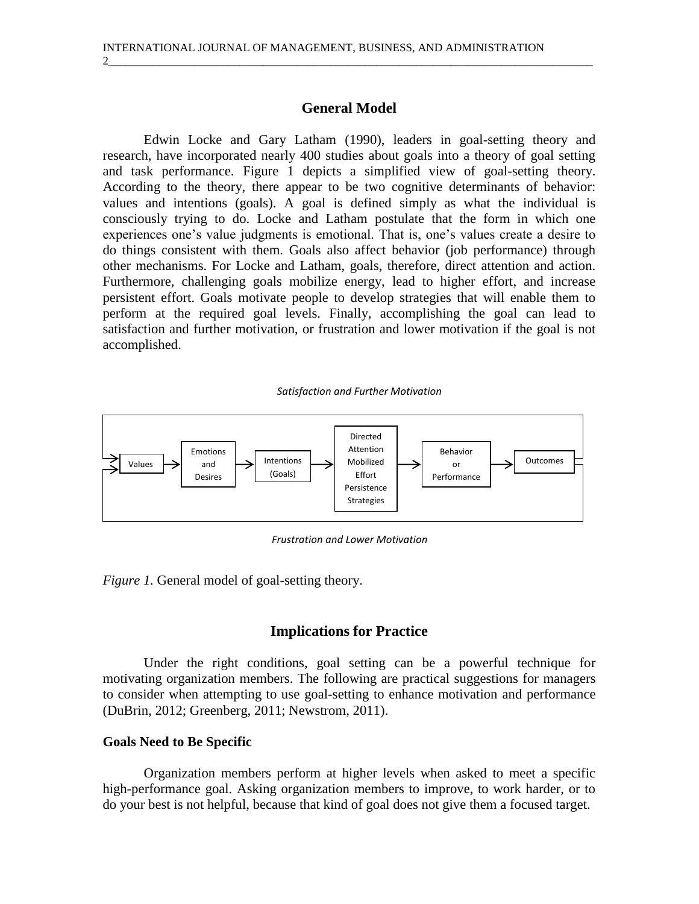## General Model

Edwin Locke and Gary Latham (1990), leaders in goal-setting theory and research, have incorporated nearly 400 studies about goals into a theory of goal setting and task performance. Figure 1 depicts a simplified view of goal-setting theory. According to the theory, there appear to be two cognitive determinants of behavior: values and intentions (goals). A goal is defined simply as what the individual is consciously trying to do. Locke and Latham postulate that the form in which one experiences one's value judgments is emotional. That is, one's values create a desire to do things consistent with them. Goals also affect behavior (job performance) through other mechanisms. For Locke and Latham, goals, therefore, direct attention and action. Furthermore, challenging goals mobilize energy, lead to higher effort, and increase persistent effort. Goals motivate people to develop strategies that will enable them to perform at the required goal levels. Finally, accomplishing the goal can lead to satisfaction and further motivation, or frustration and lower motivation if the goal is not accomplished.

*Satisfaction and Further Motivation*

Values → Emotions and Desires → Intentions (Goals) → Directed Attention, Mobilized Effort, Persistence, Strategies → Behavior or Performance → Outcomes

*Frustration and Lower Motivation*

*Figure 1.* General model of goal-setting theory.

## Implications for Practice

Under the right conditions, goal setting can be a powerful technique for motivating organization members. The following are practical suggestions for managers to consider when attempting to use goal-setting to enhance motivation and performance (DuBrin, 2012; Greenberg, 2011; Newstrom, 2011).

### Goals Need to Be Specific

Organization members perform at higher levels when asked to meet a specific high-performance goal. Asking organization members to improve, to work harder, or to do your best is not helpful, because that kind of goal does not give them a focused target.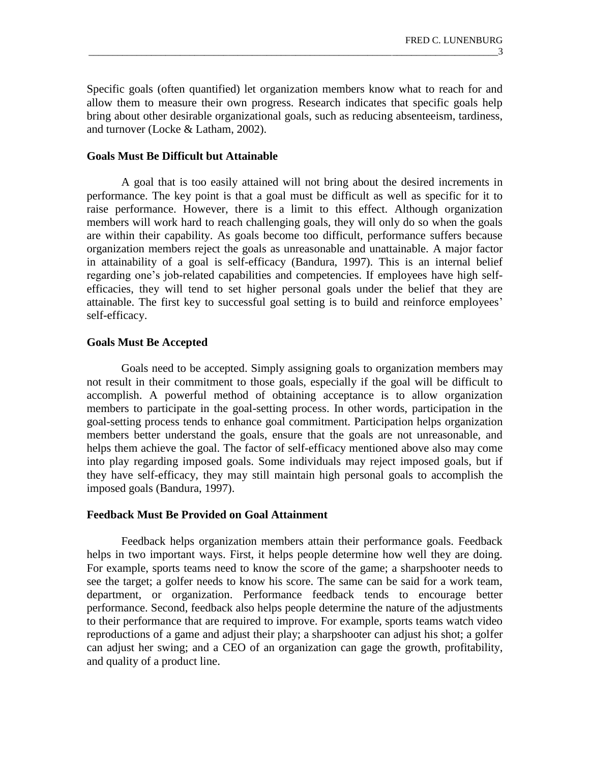Specific goals (often quantified) let organization members know what to reach for and allow them to measure their own progress. Research indicates that specific goals help bring about other desirable organizational goals, such as reducing absenteeism, tardiness, and turnover (Locke & Latham, 2002).

### Goals Must Be Difficult but Attainable

A goal that is too easily attained will not bring about the desired increments in performance. The key point is that a goal must be difficult as well as specific for it to raise performance. However, there is a limit to this effect. Although organization members will work hard to reach challenging goals, they will only do so when the goals are within their capability. As goals become too difficult, performance suffers because organization members reject the goals as unreasonable and unattainable. A major factor in attainability of a goal is self-efficacy (Bandura, 1997). This is an internal belief regarding one's job-related capabilities and competencies. If employees have high self-efficacies, they will tend to set higher personal goals under the belief that they are attainable. The first key to successful goal setting is to build and reinforce employees' self-efficacy.

### Goals Must Be Accepted

Goals need to be accepted. Simply assigning goals to organization members may not result in their commitment to those goals, especially if the goal will be difficult to accomplish. A powerful method of obtaining acceptance is to allow organization members to participate in the goal-setting process. In other words, participation in the goal-setting process tends to enhance goal commitment. Participation helps organization members better understand the goals, ensure that the goals are not unreasonable, and helps them achieve the goal. The factor of self-efficacy mentioned above also may come into play regarding imposed goals. Some individuals may reject imposed goals, but if they have self-efficacy, they may still maintain high personal goals to accomplish the imposed goals (Bandura, 1997).

### Feedback Must Be Provided on Goal Attainment

Feedback helps organization members attain their performance goals. Feedback helps in two important ways. First, it helps people determine how well they are doing. For example, sports teams need to know the score of the game; a sharpshooter needs to see the target; a golfer needs to know his score. The same can be said for a work team, department, or organization. Performance feedback tends to encourage better performance. Second, feedback also helps people determine the nature of the adjustments to their performance that are required to improve. For example, sports teams watch video reproductions of a game and adjust their play; a sharpshooter can adjust his shot; a golfer can adjust her swing; and a CEO of an organization can gage the growth, profitability, and quality of a product line.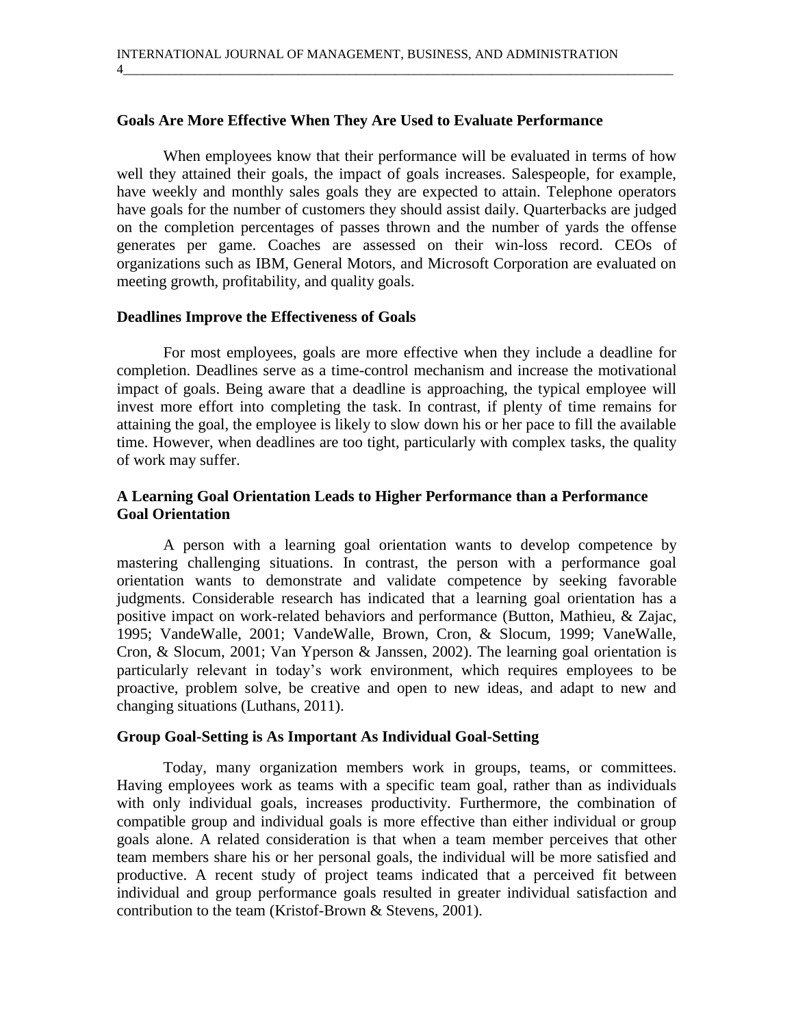### Goals Are More Effective When They Are Used to Evaluate Performance

When employees know that their performance will be evaluated in terms of how well they attained their goals, the impact of goals increases. Salespeople, for example, have weekly and monthly sales goals they are expected to attain. Telephone operators have goals for the number of customers they should assist daily. Quarterbacks are judged on the completion percentages of passes thrown and the number of yards the offense generates per game. Coaches are assessed on their win-loss record. CEOs of organizations such as IBM, General Motors, and Microsoft Corporation are evaluated on meeting growth, profitability, and quality goals.

### Deadlines Improve the Effectiveness of Goals

For most employees, goals are more effective when they include a deadline for completion. Deadlines serve as a time-control mechanism and increase the motivational impact of goals. Being aware that a deadline is approaching, the typical employee will invest more effort into completing the task. In contrast, if plenty of time remains for attaining the goal, the employee is likely to slow down his or her pace to fill the available time. However, when deadlines are too tight, particularly with complex tasks, the quality of work may suffer.

### A Learning Goal Orientation Leads to Higher Performance than a Performance Goal Orientation

A person with a learning goal orientation wants to develop competence by mastering challenging situations. In contrast, the person with a performance goal orientation wants to demonstrate and validate competence by seeking favorable judgments. Considerable research has indicated that a learning goal orientation has a positive impact on work-related behaviors and performance (Button, Mathieu, & Zajac, 1995; VandeWalle, 2001; VandeWalle, Brown, Cron, & Slocum, 1999; VaneWalle, Cron, & Slocum, 2001; Van Yperson & Janssen, 2002). The learning goal orientation is particularly relevant in today's work environment, which requires employees to be proactive, problem solve, be creative and open to new ideas, and adapt to new and changing situations (Luthans, 2011).

### Group Goal-Setting is As Important As Individual Goal-Setting

Today, many organization members work in groups, teams, or committees. Having employees work as teams with a specific team goal, rather than as individuals with only individual goals, increases productivity. Furthermore, the combination of compatible group and individual goals is more effective than either individual or group goals alone. A related consideration is that when a team member perceives that other team members share his or her personal goals, the individual will be more satisfied and productive. A recent study of project teams indicated that a perceived fit between individual and group performance goals resulted in greater individual satisfaction and contribution to the team (Kristof-Brown & Stevens, 2001).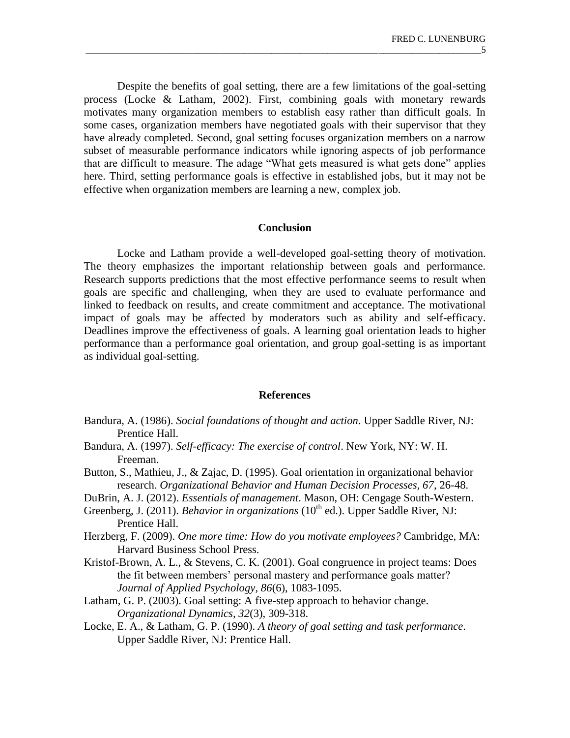Despite the benefits of goal setting, there are a few limitations of the goal-setting process (Locke & Latham, 2002). First, combining goals with monetary rewards motivates many organization members to establish easy rather than difficult goals. In some cases, organization members have negotiated goals with their supervisor that they have already completed. Second, goal setting focuses organization members on a narrow subset of measurable performance indicators while ignoring aspects of job performance that are difficult to measure. The adage "What gets measured is what gets done" applies here. Third, setting performance goals is effective in established jobs, but it may not be effective when organization members are learning a new, complex job.

## Conclusion

Locke and Latham provide a well-developed goal-setting theory of motivation. The theory emphasizes the important relationship between goals and performance. Research supports predictions that the most effective performance seems to result when goals are specific and challenging, when they are used to evaluate performance and linked to feedback on results, and create commitment and acceptance. The motivational impact of goals may be affected by moderators such as ability and self-efficacy. Deadlines improve the effectiveness of goals. A learning goal orientation leads to higher performance than a performance goal orientation, and group goal-setting is as important as individual goal-setting.

## References

Bandura, A. (1986). *Social foundations of thought and action*. Upper Saddle River, NJ: Prentice Hall.

Bandura, A. (1997). *Self-efficacy: The exercise of control*. New York, NY: W. H. Freeman.

Button, S., Mathieu, J., & Zajac, D. (1995). Goal orientation in organizational behavior research. *Organizational Behavior and Human Decision Processes, 67*, 26-48.

DuBrin, A. J. (2012). *Essentials of management*. Mason, OH: Cengage South-Western.

Greenberg, J. (2011). *Behavior in organizations* (10th ed.). Upper Saddle River, NJ: Prentice Hall.

Herzberg, F. (2009). *One more time: How do you motivate employees?* Cambridge, MA: Harvard Business School Press.

Kristof-Brown, A. L., & Stevens, C. K. (2001). Goal congruence in project teams: Does the fit between members' personal mastery and performance goals matter? *Journal of Applied Psychology, 86*(6), 1083-1095.

Latham, G. P. (2003). Goal setting: A five-step approach to behavior change. *Organizational Dynamics, 32*(3), 309-318.

Locke, E. A., & Latham, G. P. (1990). *A theory of goal setting and task performance*. Upper Saddle River, NJ: Prentice Hall.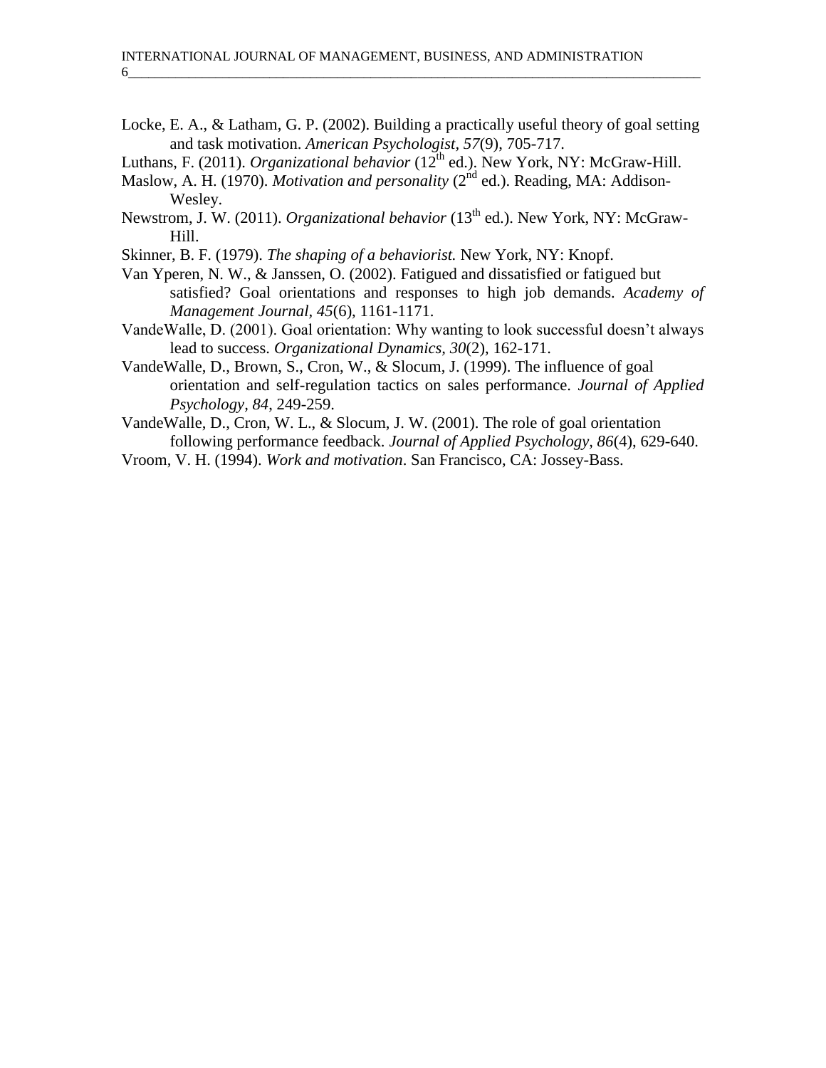Locke, E. A., & Latham, G. P. (2002). Building a practically useful theory of goal setting and task motivation. *American Psychologist, 57*(9), 705-717.

Luthans, F. (2011). *Organizational behavior* (12th ed.). New York, NY: McGraw-Hill.

Maslow, A. H. (1970). *Motivation and personality* (2nd ed.). Reading, MA: Addison-Wesley.

Newstrom, J. W. (2011). *Organizational behavior* (13th ed.). New York, NY: McGraw-Hill.

Skinner, B. F. (1979). *The shaping of a behaviorist.* New York, NY: Knopf.

Van Yperen, N. W., & Janssen, O. (2002). Fatigued and dissatisfied or fatigued but satisfied? Goal orientations and responses to high job demands. *Academy of Management Journal*, *45*(6), 1161-1171.

VandeWalle, D. (2001). Goal orientation: Why wanting to look successful doesn't always lead to success. *Organizational Dynamics, 30*(2), 162-171.

VandeWalle, D., Brown, S., Cron, W., & Slocum, J. (1999). The influence of goal orientation and self-regulation tactics on sales performance. *Journal of Applied Psychology*, *84*, 249-259.

VandeWalle, D., Cron, W. L., & Slocum, J. W. (2001). The role of goal orientation following performance feedback. *Journal of Applied Psychology, 86*(4), 629-640.

Vroom, V. H. (1994). *Work and motivation*. San Francisco, CA: Jossey-Bass.